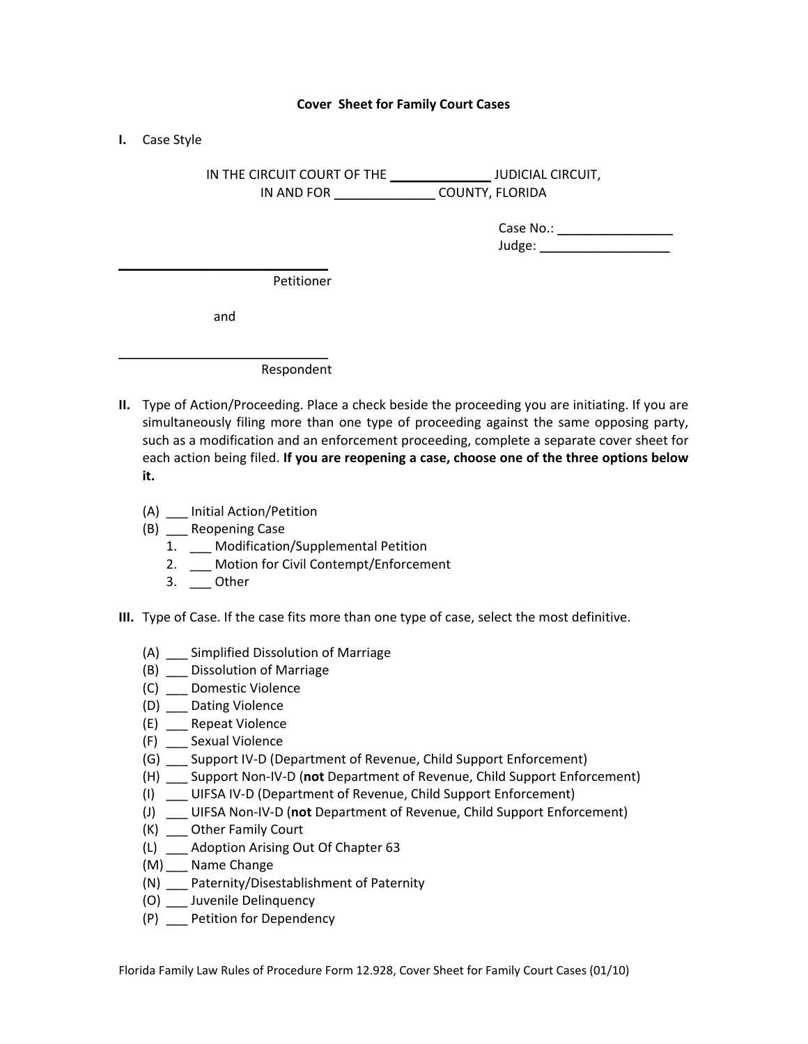# Cover Sheet for Family Court Cases

**I.** Case Style

IN THE CIRCUIT COURT OF THE ______________ JUDICIAL CIRCUIT,
IN AND FOR ______________ COUNTY, FLORIDA

Case No.: ________________
Judge: __________________

______________________________
Petitioner

and

______________________________
Respondent

**II.** Type of Action/Proceeding. Place a check beside the proceeding you are initiating. If you are simultaneously filing more than one type of proceeding against the same opposing party, such as a modification and an enforcement proceeding, complete a separate cover sheet for each action being filed. **If you are reopening a case, choose one of the three options below it.**

(A) ___ Initial Action/Petition
(B) ___ Reopening Case
   1. ___ Modification/Supplemental Petition
   2. ___ Motion for Civil Contempt/Enforcement
   3. ___ Other

**III.** Type of Case. If the case fits more than one type of case, select the most definitive.

(A) ___ Simplified Dissolution of Marriage
(B) ___ Dissolution of Marriage
(C) ___ Domestic Violence
(D) ___ Dating Violence
(E) ___ Repeat Violence
(F) ___ Sexual Violence
(G) ___ Support IV-D (Department of Revenue, Child Support Enforcement)
(H) ___ Support Non-IV-D (**not** Department of Revenue, Child Support Enforcement)
(I) ___ UIFSA IV-D (Department of Revenue, Child Support Enforcement)
(J) ___ UIFSA Non-IV-D (**not** Department of Revenue, Child Support Enforcement)
(K) ___ Other Family Court
(L) ___ Adoption Arising Out Of Chapter 63
(M) ___ Name Change
(N) ___ Paternity/Disestablishment of Paternity
(O) ___ Juvenile Delinquency
(P) ___ Petition for Dependency

Florida Family Law Rules of Procedure Form 12.928, Cover Sheet for Family Court Cases (01/10)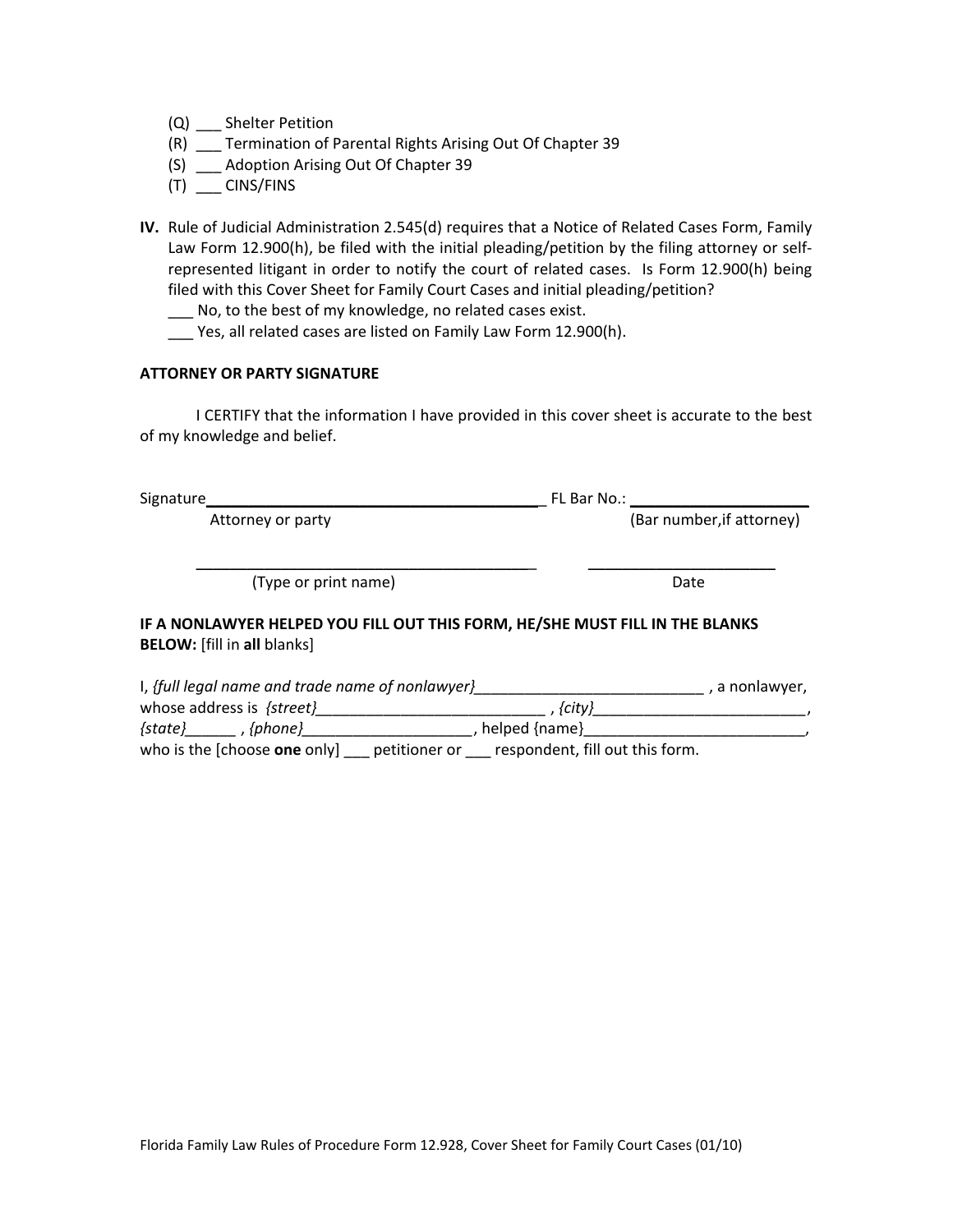(Q) ___ Shelter Petition
(R) ___ Termination of Parental Rights Arising Out Of Chapter 39
(S) ___ Adoption Arising Out Of Chapter 39
(T) ___ CINS/FINS

**IV.** Rule of Judicial Administration 2.545(d) requires that a Notice of Related Cases Form, Family Law Form 12.900(h), be filed with the initial pleading/petition by the filing attorney or self-represented litigant in order to notify the court of related cases. Is Form 12.900(h) being filed with this Cover Sheet for Family Court Cases and initial pleading/petition?
___ No, to the best of my knowledge, no related cases exist.
___ Yes, all related cases are listed on Family Law Form 12.900(h).

**ATTORNEY OR PARTY SIGNATURE**

I CERTIFY that the information I have provided in this cover sheet is accurate to the best of my knowledge and belief.

Signature________________________________________ FL Bar No.: ____________________
Attorney or party (Bar number,if attorney)

________________________________________ ______________________
(Type or print name) Date

**IF A NONLAWYER HELPED YOU FILL OUT THIS FORM, HE/SHE MUST FILL IN THE BLANKS BELOW:** [fill in **all** blanks]

I, *{full legal name and trade name of nonlawyer}*___________________________ , a nonlawyer, whose address is *{street}*___________________________ , *{city}*_________________________, *{state}*______ , *{phone}*____________________, helped {name}__________________________, who is the [choose **one** only] ___ petitioner or ___ respondent, fill out this form.

Florida Family Law Rules of Procedure Form 12.928, Cover Sheet for Family Court Cases (01/10)